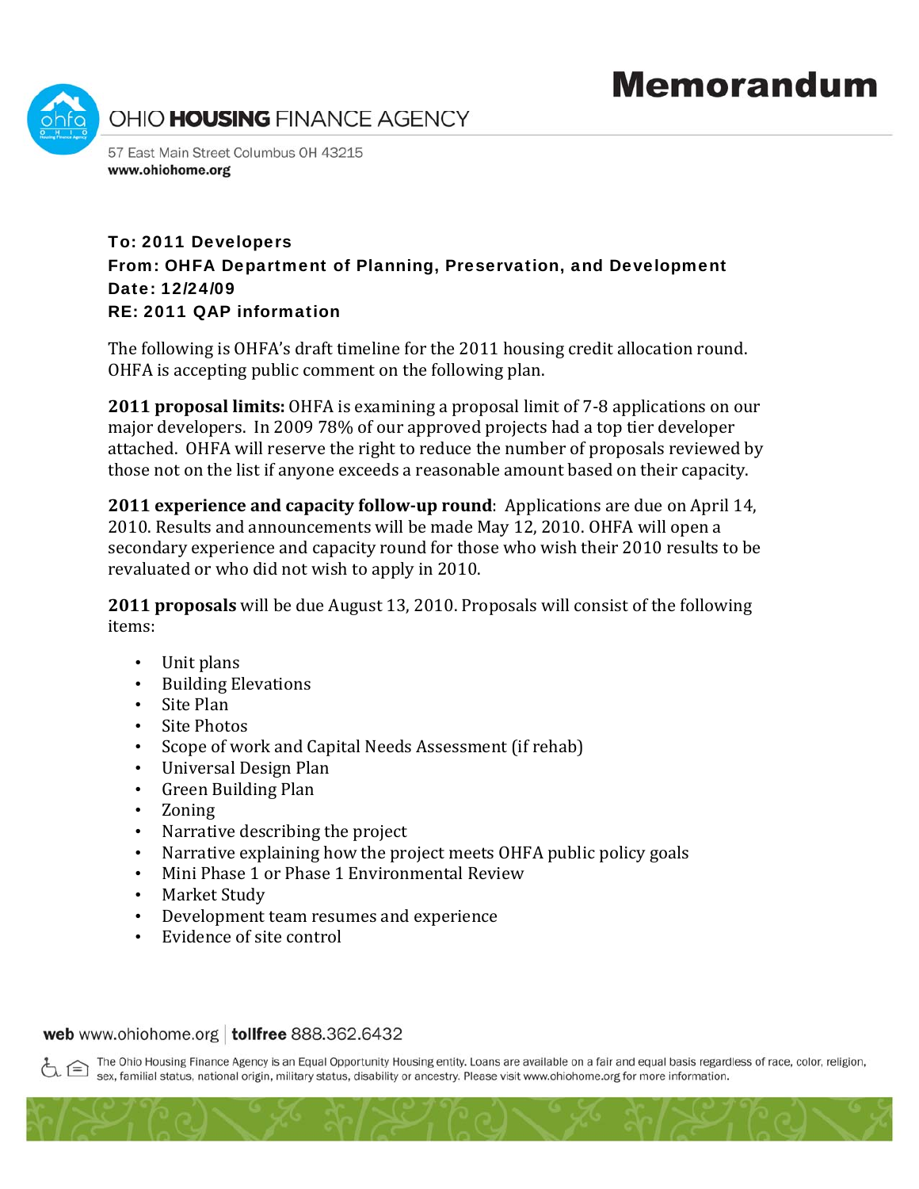# Memorandum

OHIO HOUSING FINANCE AGENCY

57 East Main Street Columbus OH 43215
**www.ohiohome.org**

**To: 2011 Developers**
**From: OHFA Department of Planning, Preservation, and Development**
**Date: 12/24/09**
**RE: 2011 QAP information**

The following is OHFA's draft timeline for the 2011 housing credit allocation round. OHFA is accepting public comment on the following plan.

**2011 proposal limits:** OHFA is examining a proposal limit of 7-8 applications on our major developers. In 2009 78% of our approved projects had a top tier developer attached. OHFA will reserve the right to reduce the number of proposals reviewed by those not on the list if anyone exceeds a reasonable amount based on their capacity.

**2011 experience and capacity follow-up round**: Applications are due on April 14, 2010. Results and announcements will be made May 12, 2010. OHFA will open a secondary experience and capacity round for those who wish their 2010 results to be revaluated or who did not wish to apply in 2010.

**2011 proposals** will be due August 13, 2010. Proposals will consist of the following items:

- Unit plans
- Building Elevations
- Site Plan
- Site Photos
- Scope of work and Capital Needs Assessment (if rehab)
- Universal Design Plan
- Green Building Plan
- Zoning
- Narrative describing the project
- Narrative explaining how the project meets OHFA public policy goals
- Mini Phase 1 or Phase 1 Environmental Review
- Market Study
- Development team resumes and experience
- Evidence of site control

**web** www.ohiohome.org | **tollfree** 888.362.6432

The Ohio Housing Finance Agency is an Equal Opportunity Housing entity. Loans are available on a fair and equal basis regardless of race, color, religion, sex, familial status, national origin, military status, disability or ancestry. Please visit www.ohiohome.org for more information.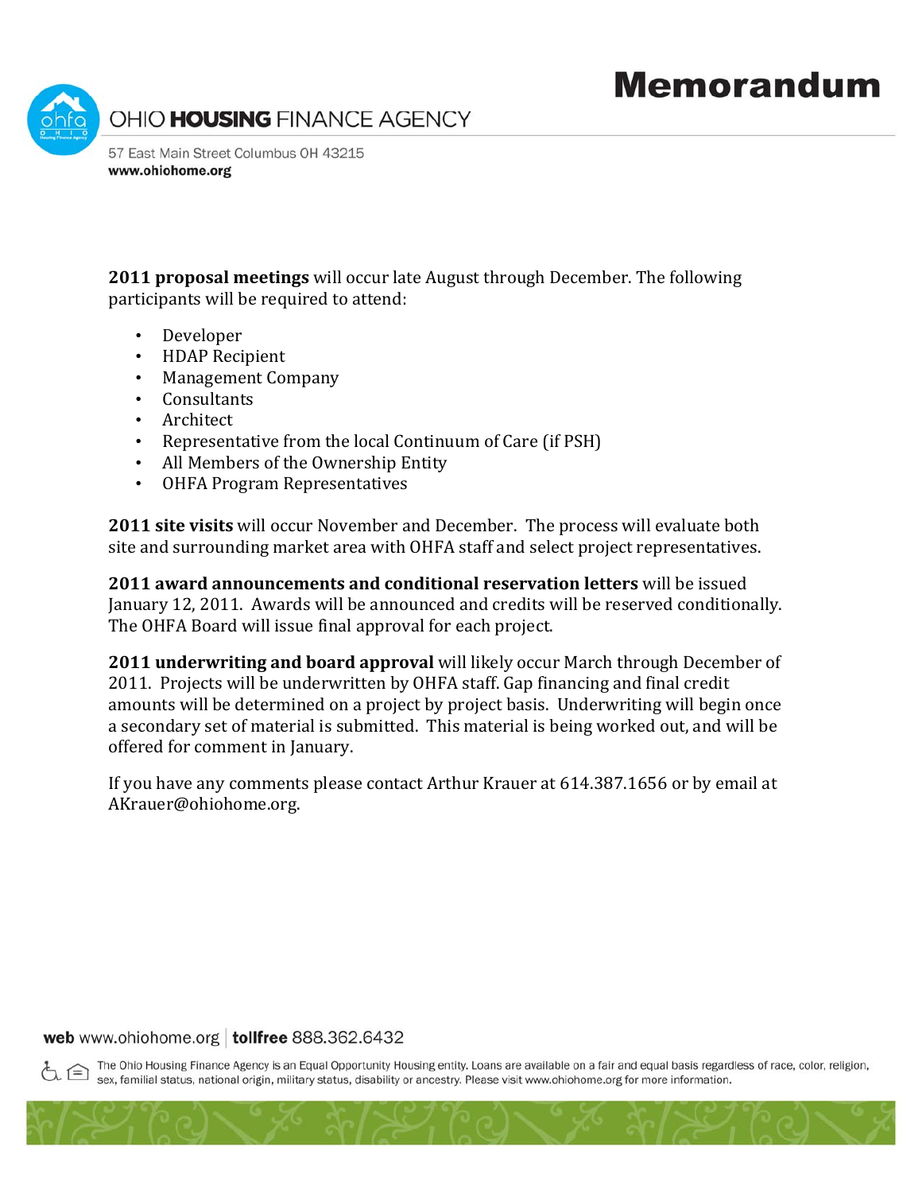**2011 proposal meetings** will occur late August through December. The following participants will be required to attend:

- Developer
- HDAP Recipient
- Management Company
- Consultants
- Architect
- Representative from the local Continuum of Care (if PSH)
- All Members of the Ownership Entity
- OHFA Program Representatives

**2011 site visits** will occur November and December. The process will evaluate both site and surrounding market area with OHFA staff and select project representatives.

**2011 award announcements and conditional reservation letters** will be issued January 12, 2011. Awards will be announced and credits will be reserved conditionally. The OHFA Board will issue final approval for each project.

**2011 underwriting and board approval** will likely occur March through December of 2011. Projects will be underwritten by OHFA staff. Gap financing and final credit amounts will be determined on a project by project basis. Underwriting will begin once a secondary set of material is submitted. This material is being worked out, and will be offered for comment in January.

If you have any comments please contact Arthur Krauer at 614.387.1656 or by email at AKrauer@ohiohome.org.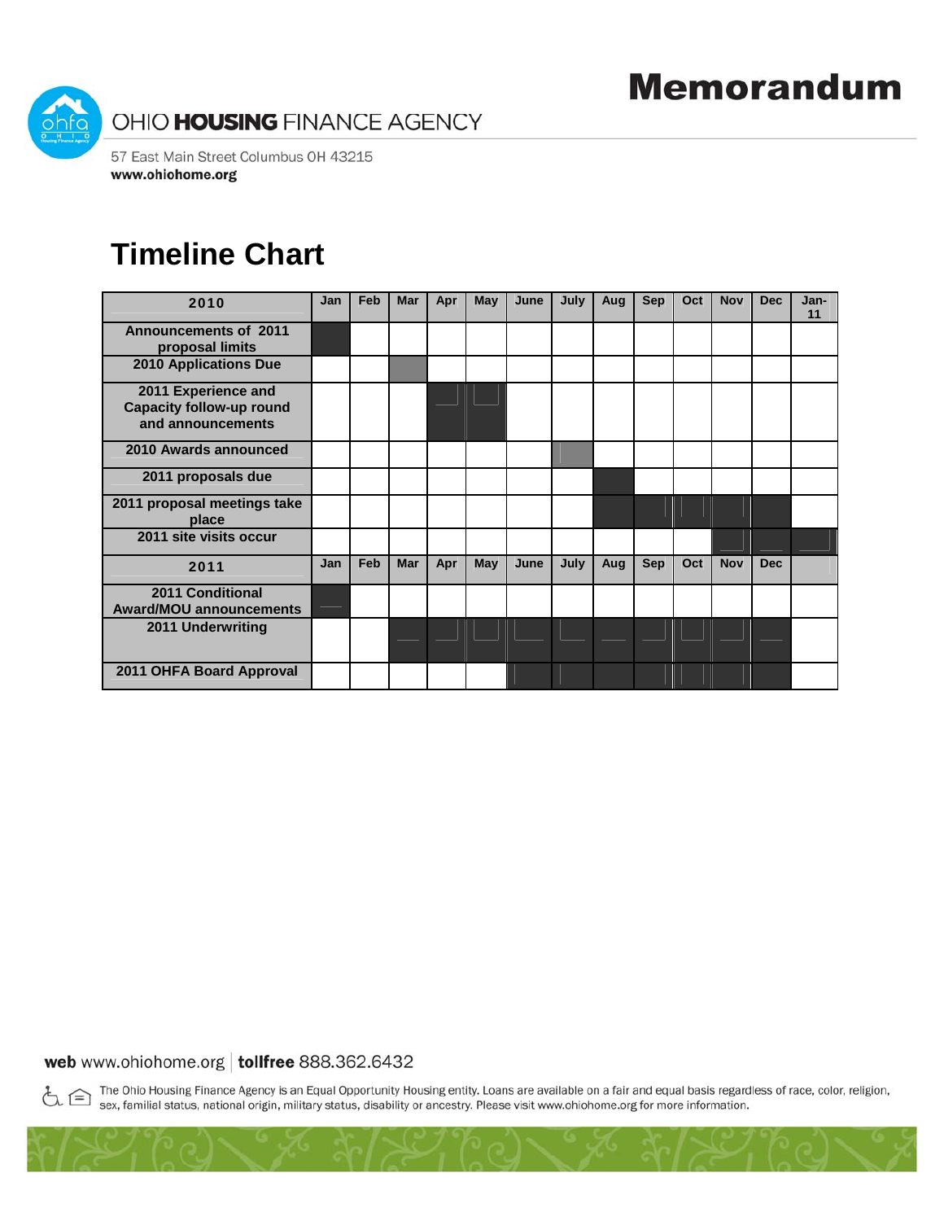# Timeline Chart

| 2010 | Jan | Feb | Mar | Apr | May | June | July | Aug | Sep | Oct | Nov | Dec | Jan-11 |
|---|---|---|---|---|---|---|---|---|---|---|---|---|---|
| Announcements of 2011 proposal limits | ■ | | | | | | | | | | | | |
| 2010 Applications Due | | | ■ | | | | | | | | | | |
| 2011 Experience and Capacity follow-up round and announcements | | | | ■ | ■ | | | | | | | | |
| 2010 Awards announced | | | | | | | ■ | | | | | | |
| 2011 proposals due | | | | | | | | ■ | | | | | |
| 2011 proposal meetings take place | | | | | | | | ■ | ■ | ■ | ■ | ■ | |
| 2011 site visits occur | | | | | | | | | | | ■ | ■ | ■ |
| **2011** | **Jan** | **Feb** | **Mar** | **Apr** | **May** | **June** | **July** | **Aug** | **Sep** | **Oct** | **Nov** | **Dec** | |
| 2011 Conditional Award/MOU announcements | ■ | | | | | | | | | | | | |
| 2011 Underwriting | | | ■ | ■ | ■ | ■ | ■ | ■ | ■ | ■ | ■ | ■ | |
| 2011 OHFA Board Approval | | | | | | ■ | ■ | ■ | ■ | ■ | ■ | ■ | |